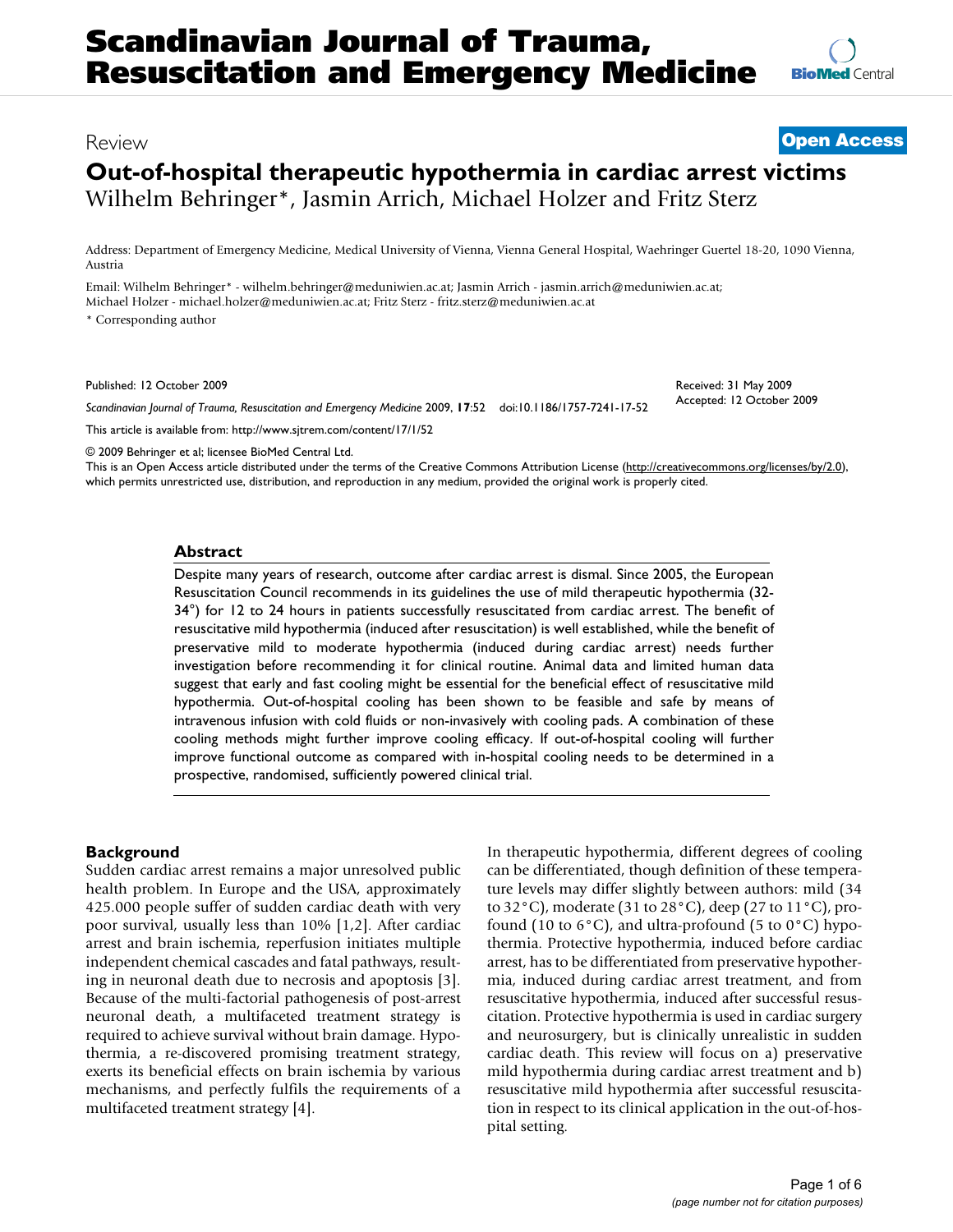# Out-of-hospital therapeutic hypothermia in cardiac arrest victims

Review — **Open Access**

Wilhelm Behringer*, Jasmin Arrich, Michael Holzer and Fritz Sterz

Address: Department of Emergency Medicine, Medical University of Vienna, Vienna General Hospital, Waehringer Guertel 18-20, 1090 Vienna, Austria

Email: Wilhelm Behringer* - wilhelm.behringer@meduniwien.ac.at; Jasmin Arrich - jasmin.arrich@meduniwien.ac.at; Michael Holzer - michael.holzer@meduniwien.ac.at; Fritz Sterz - fritz.sterz@meduniwien.ac.at

\* Corresponding author

Published: 12 October 2009

Received: 31 May 2009
Accepted: 12 October 2009

*Scandinavian Journal of Trauma, Resuscitation and Emergency Medicine* 2009, **17**:52 doi:10.1186/1757-7241-17-52

This article is available from: http://www.sjtrem.com/content/17/1/52

© 2009 Behringer et al; licensee BioMed Central Ltd.

This is an Open Access article distributed under the terms of the Creative Commons Attribution License (http://creativecommons.org/licenses/by/2.0), which permits unrestricted use, distribution, and reproduction in any medium, provided the original work is properly cited.

## Abstract

Despite many years of research, outcome after cardiac arrest is dismal. Since 2005, the European Resuscitation Council recommends in its guidelines the use of mild therapeutic hypothermia (32-34°) for 12 to 24 hours in patients successfully resuscitated from cardiac arrest. The benefit of resuscitative mild hypothermia (induced after resuscitation) is well established, while the benefit of preservative mild to moderate hypothermia (induced during cardiac arrest) needs further investigation before recommending it for clinical routine. Animal data and limited human data suggest that early and fast cooling might be essential for the beneficial effect of resuscitative mild hypothermia. Out-of-hospital cooling has been shown to be feasible and safe by means of intravenous infusion with cold fluids or non-invasively with cooling pads. A combination of these cooling methods might further improve cooling efficacy. If out-of-hospital cooling will further improve functional outcome as compared with in-hospital cooling needs to be determined in a prospective, randomised, sufficiently powered clinical trial.

## Background

Sudden cardiac arrest remains a major unresolved public health problem. In Europe and the USA, approximately 425.000 people suffer of sudden cardiac death with very poor survival, usually less than 10% [1,2]. After cardiac arrest and brain ischemia, reperfusion initiates multiple independent chemical cascades and fatal pathways, resulting in neuronal death due to necrosis and apoptosis [3]. Because of the multi-factorial pathogenesis of post-arrest neuronal death, a multifaceted treatment strategy is required to achieve survival without brain damage. Hypothermia, a re-discovered promising treatment strategy, exerts its beneficial effects on brain ischemia by various mechanisms, and perfectly fulfils the requirements of a multifaceted treatment strategy [4].

In therapeutic hypothermia, different degrees of cooling can be differentiated, though definition of these temperature levels may differ slightly between authors: mild (34 to 32°C), moderate (31 to 28°C), deep (27 to 11°C), profound (10 to 6°C), and ultra-profound (5 to 0°C) hypothermia. Protective hypothermia, induced before cardiac arrest, has to be differentiated from preservative hypothermia, induced during cardiac arrest treatment, and from resuscitative hypothermia, induced after successful resuscitation. Protective hypothermia is used in cardiac surgery and neurosurgery, but is clinically unrealistic in sudden cardiac death. This review will focus on a) preservative mild hypothermia during cardiac arrest treatment and b) resuscitative mild hypothermia after successful resuscitation in respect to its clinical application in the out-of-hospital setting.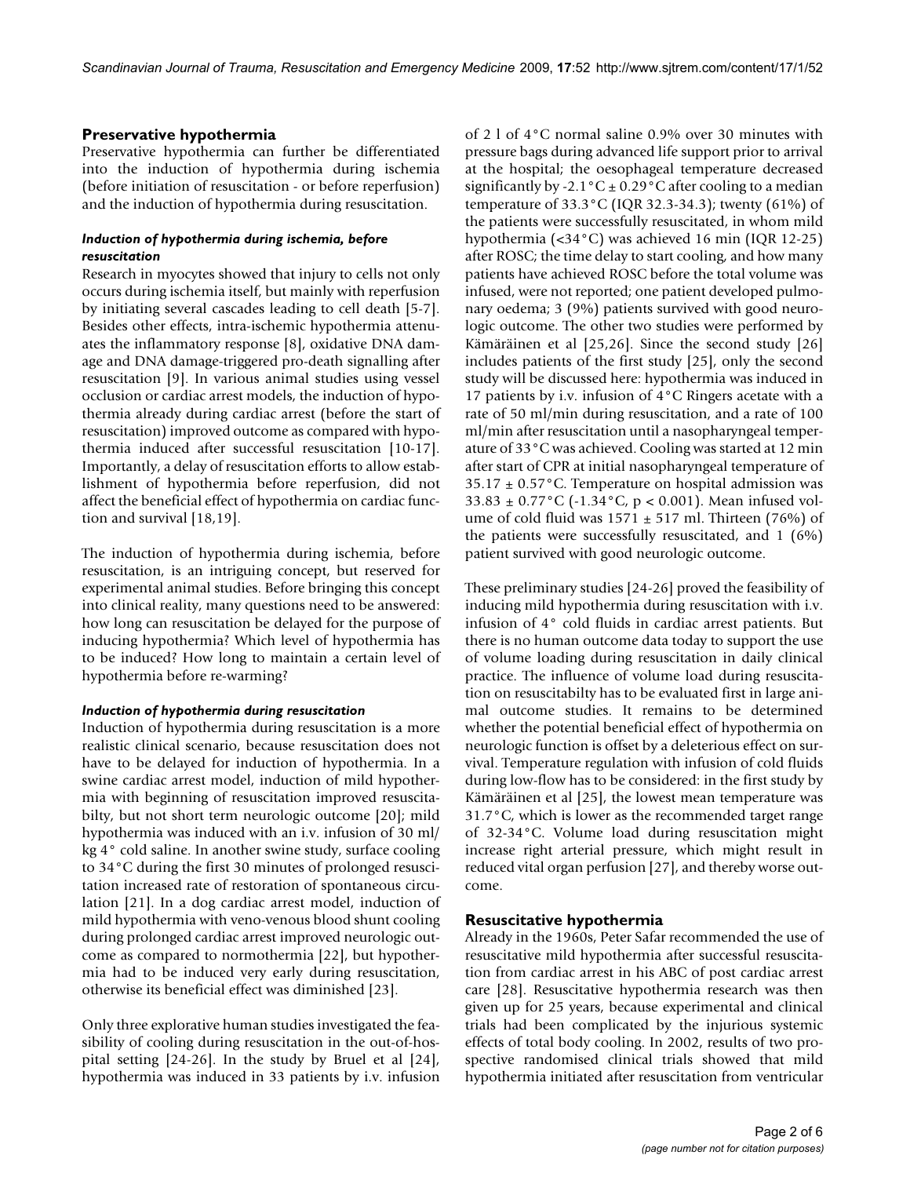## Preservative hypothermia

Preservative hypothermia can further be differentiated into the induction of hypothermia during ischemia (before initiation of resuscitation - or before reperfusion) and the induction of hypothermia during resuscitation.

### *Induction of hypothermia during ischemia, before resuscitation*

Research in myocytes showed that injury to cells not only occurs during ischemia itself, but mainly with reperfusion by initiating several cascades leading to cell death [5-7]. Besides other effects, intra-ischemic hypothermia attenuates the inflammatory response [8], oxidative DNA damage and DNA damage-triggered pro-death signalling after resuscitation [9]. In various animal studies using vessel occlusion or cardiac arrest models, the induction of hypothermia already during cardiac arrest (before the start of resuscitation) improved outcome as compared with hypothermia induced after successful resuscitation [10-17]. Importantly, a delay of resuscitation efforts to allow establishment of hypothermia before reperfusion, did not affect the beneficial effect of hypothermia on cardiac function and survival [18,19].

The induction of hypothermia during ischemia, before resuscitation, is an intriguing concept, but reserved for experimental animal studies. Before bringing this concept into clinical reality, many questions need to be answered: how long can resuscitation be delayed for the purpose of inducing hypothermia? Which level of hypothermia has to be induced? How long to maintain a certain level of hypothermia before re-warming?

### *Induction of hypothermia during resuscitation*

Induction of hypothermia during resuscitation is a more realistic clinical scenario, because resuscitation does not have to be delayed for induction of hypothermia. In a swine cardiac arrest model, induction of mild hypothermia with beginning of resuscitation improved resuscitabilty, but not short term neurologic outcome [20]; mild hypothermia was induced with an i.v. infusion of 30 ml/kg 4° cold saline. In another swine study, surface cooling to 34°C during the first 30 minutes of prolonged resuscitation increased rate of restoration of spontaneous circulation [21]. In a dog cardiac arrest model, induction of mild hypothermia with veno-venous blood shunt cooling during prolonged cardiac arrest improved neurologic outcome as compared to normothermia [22], but hypothermia had to be induced very early during resuscitation, otherwise its beneficial effect was diminished [23].

Only three explorative human studies investigated the feasibility of cooling during resuscitation in the out-of-hospital setting [24-26]. In the study by Bruel et al [24], hypothermia was induced in 33 patients by i.v. infusion of 2 l of 4°C normal saline 0.9% over 30 minutes with pressure bags during advanced life support prior to arrival at the hospital; the oesophageal temperature decreased significantly by -2.1°C ± 0.29°C after cooling to a median temperature of 33.3°C (IQR 32.3-34.3); twenty (61%) of the patients were successfully resuscitated, in whom mild hypothermia (<34°C) was achieved 16 min (IQR 12-25) after ROSC; the time delay to start cooling, and how many patients have achieved ROSC before the total volume was infused, were not reported; one patient developed pulmonary oedema; 3 (9%) patients survived with good neurologic outcome. The other two studies were performed by Kämäräinen et al [25,26]. Since the second study [26] includes patients of the first study [25], only the second study will be discussed here: hypothermia was induced in 17 patients by i.v. infusion of 4°C Ringers acetate with a rate of 50 ml/min during resuscitation, and a rate of 100 ml/min after resuscitation until a nasopharyngeal temperature of 33°C was achieved. Cooling was started at 12 min after start of CPR at initial nasopharyngeal temperature of 35.17 ± 0.57°C. Temperature on hospital admission was 33.83 ± 0.77°C (-1.34°C, $p < 0.001$). Mean infused volume of cold fluid was 1571 ± 517 ml. Thirteen (76%) of the patients were successfully resuscitated, and 1 (6%) patient survived with good neurologic outcome.

These preliminary studies [24-26] proved the feasibility of inducing mild hypothermia during resuscitation with i.v. infusion of 4° cold fluids in cardiac arrest patients. But there is no human outcome data today to support the use of volume loading during resuscitation in daily clinical practice. The influence of volume load during resuscitation on resuscitabilty has to be evaluated first in large animal outcome studies. It remains to be determined whether the potential beneficial effect of hypothermia on neurologic function is offset by a deleterious effect on survival. Temperature regulation with infusion of cold fluids during low-flow has to be considered: in the first study by Kämäräinen et al [25], the lowest mean temperature was 31.7°C, which is lower as the recommended target range of 32-34°C. Volume load during resuscitation might increase right arterial pressure, which might result in reduced vital organ perfusion [27], and thereby worse outcome.

## Resuscitative hypothermia

Already in the 1960s, Peter Safar recommended the use of resuscitative mild hypothermia after successful resuscitation from cardiac arrest in his ABC of post cardiac arrest care [28]. Resuscitative hypothermia research was then given up for 25 years, because experimental and clinical trials had been complicated by the injurious systemic effects of total body cooling. In 2002, results of two prospective randomised clinical trials showed that mild hypothermia initiated after resuscitation from ventricular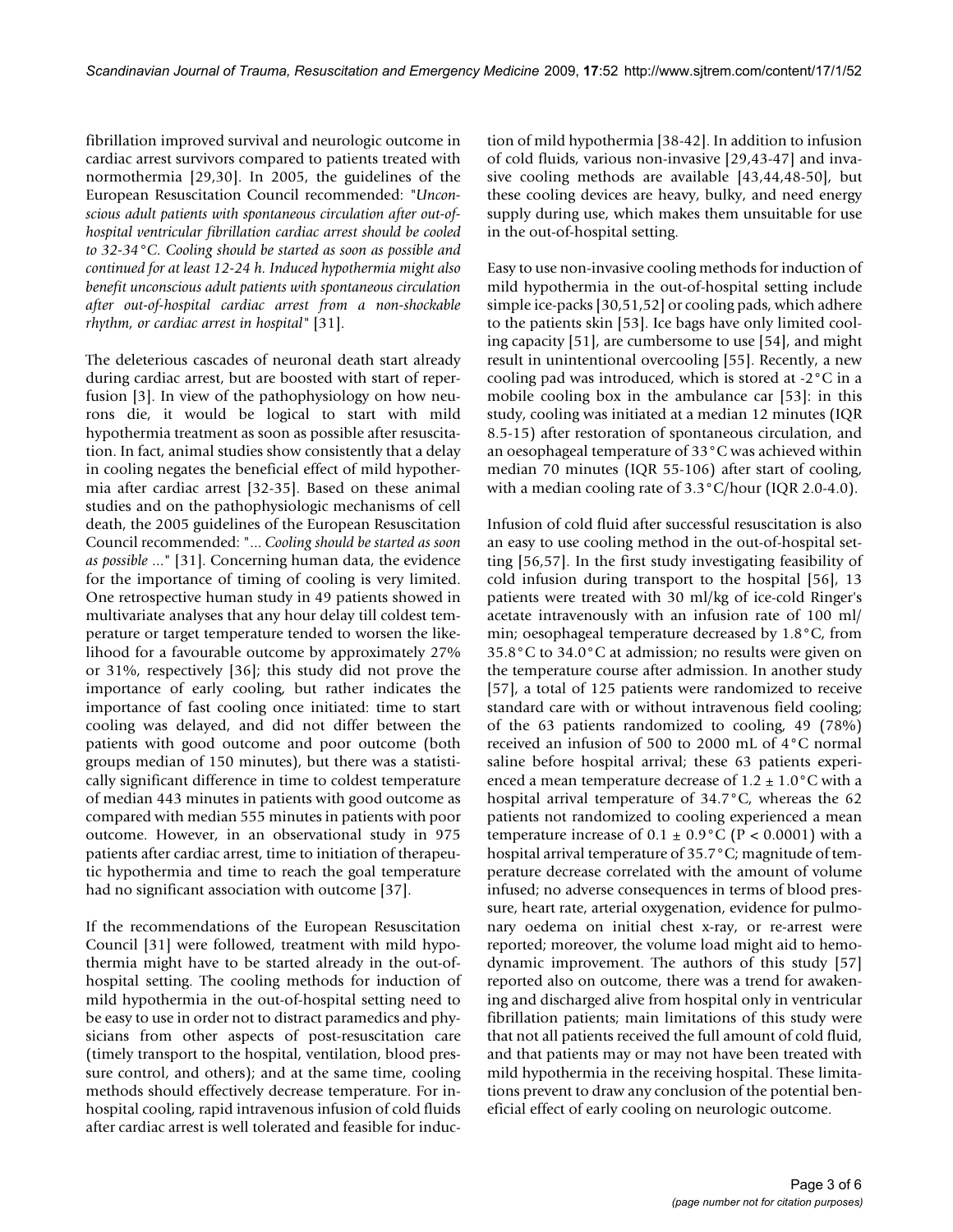fibrillation improved survival and neurologic outcome in cardiac arrest survivors compared to patients treated with normothermia [29,30]. In 2005, the guidelines of the European Resuscitation Council recommended: "*Unconscious adult patients with spontaneous circulation after out-of-hospital ventricular fibrillation cardiac arrest should be cooled to 32-34°C. Cooling should be started as soon as possible and continued for at least 12-24 h. Induced hypothermia might also benefit unconscious adult patients with spontaneous circulation after out-of-hospital cardiac arrest from a non-shockable rhythm, or cardiac arrest in hospital*" [31].

The deleterious cascades of neuronal death start already during cardiac arrest, but are boosted with start of reperfusion [3]. In view of the pathophysiology on how neurons die, it would be logical to start with mild hypothermia treatment as soon as possible after resuscitation. In fact, animal studies show consistently that a delay in cooling negates the beneficial effect of mild hypothermia after cardiac arrest [32-35]. Based on these animal studies and on the pathophysiologic mechanisms of cell death, the 2005 guidelines of the European Resuscitation Council recommended: "*... Cooling should be started as soon as possible ...*" [31]. Concerning human data, the evidence for the importance of timing of cooling is very limited. One retrospective human study in 49 patients showed in multivariate analyses that any hour delay till coldest temperature or target temperature tended to worsen the likelihood for a favourable outcome by approximately 27% or 31%, respectively [36]; this study did not prove the importance of early cooling, but rather indicates the importance of fast cooling once initiated: time to start cooling was delayed, and did not differ between the patients with good outcome and poor outcome (both groups median of 150 minutes), but there was a statistically significant difference in time to coldest temperature of median 443 minutes in patients with good outcome as compared with median 555 minutes in patients with poor outcome. However, in an observational study in 975 patients after cardiac arrest, time to initiation of therapeutic hypothermia and time to reach the goal temperature had no significant association with outcome [37].

If the recommendations of the European Resuscitation Council [31] were followed, treatment with mild hypothermia might have to be started already in the out-of-hospital setting. The cooling methods for induction of mild hypothermia in the out-of-hospital setting need to be easy to use in order not to distract paramedics and physicians from other aspects of post-resuscitation care (timely transport to the hospital, ventilation, blood pressure control, and others); and at the same time, cooling methods should effectively decrease temperature. For in-hospital cooling, rapid intravenous infusion of cold fluids after cardiac arrest is well tolerated and feasible for induction of mild hypothermia [38-42]. In addition to infusion of cold fluids, various non-invasive [29,43-47] and invasive cooling methods are available [43,44,48-50], but these cooling devices are heavy, bulky, and need energy supply during use, which makes them unsuitable for use in the out-of-hospital setting.

Easy to use non-invasive cooling methods for induction of mild hypothermia in the out-of-hospital setting include simple ice-packs [30,51,52] or cooling pads, which adhere to the patients skin [53]. Ice bags have only limited cooling capacity [51], are cumbersome to use [54], and might result in unintentional overcooling [55]. Recently, a new cooling pad was introduced, which is stored at -2°C in a mobile cooling box in the ambulance car [53]: in this study, cooling was initiated at a median 12 minutes (IQR 8.5-15) after restoration of spontaneous circulation, and an oesophageal temperature of 33°C was achieved within median 70 minutes (IQR 55-106) after start of cooling, with a median cooling rate of 3.3°C/hour (IQR 2.0-4.0).

Infusion of cold fluid after successful resuscitation is also an easy to use cooling method in the out-of-hospital setting [56,57]. In the first study investigating feasibility of cold infusion during transport to the hospital [56], 13 patients were treated with 30 ml/kg of ice-cold Ringer's acetate intravenously with an infusion rate of 100 ml/min; oesophageal temperature decreased by 1.8°C, from 35.8°C to 34.0°C at admission; no results were given on the temperature course after admission. In another study [57], a total of 125 patients were randomized to receive standard care with or without intravenous field cooling; of the 63 patients randomized to cooling, 49 (78%) received an infusion of 500 to 2000 mL of 4°C normal saline before hospital arrival; these 63 patients experienced a mean temperature decrease of 1.2 ± 1.0°C with a hospital arrival temperature of 34.7°C, whereas the 62 patients not randomized to cooling experienced a mean temperature increase of 0.1 ± 0.9°C ($P < 0.0001$) with a hospital arrival temperature of 35.7°C; magnitude of temperature decrease correlated with the amount of volume infused; no adverse consequences in terms of blood pressure, heart rate, arterial oxygenation, evidence for pulmonary oedema on initial chest x-ray, or re-arrest were reported; moreover, the volume load might aid to hemodynamic improvement. The authors of this study [57] reported also on outcome, there was a trend for awakening and discharged alive from hospital only in ventricular fibrillation patients; main limitations of this study were that not all patients received the full amount of cold fluid, and that patients may or may not have been treated with mild hypothermia in the receiving hospital. These limitations prevent to draw any conclusion of the potential beneficial effect of early cooling on neurologic outcome.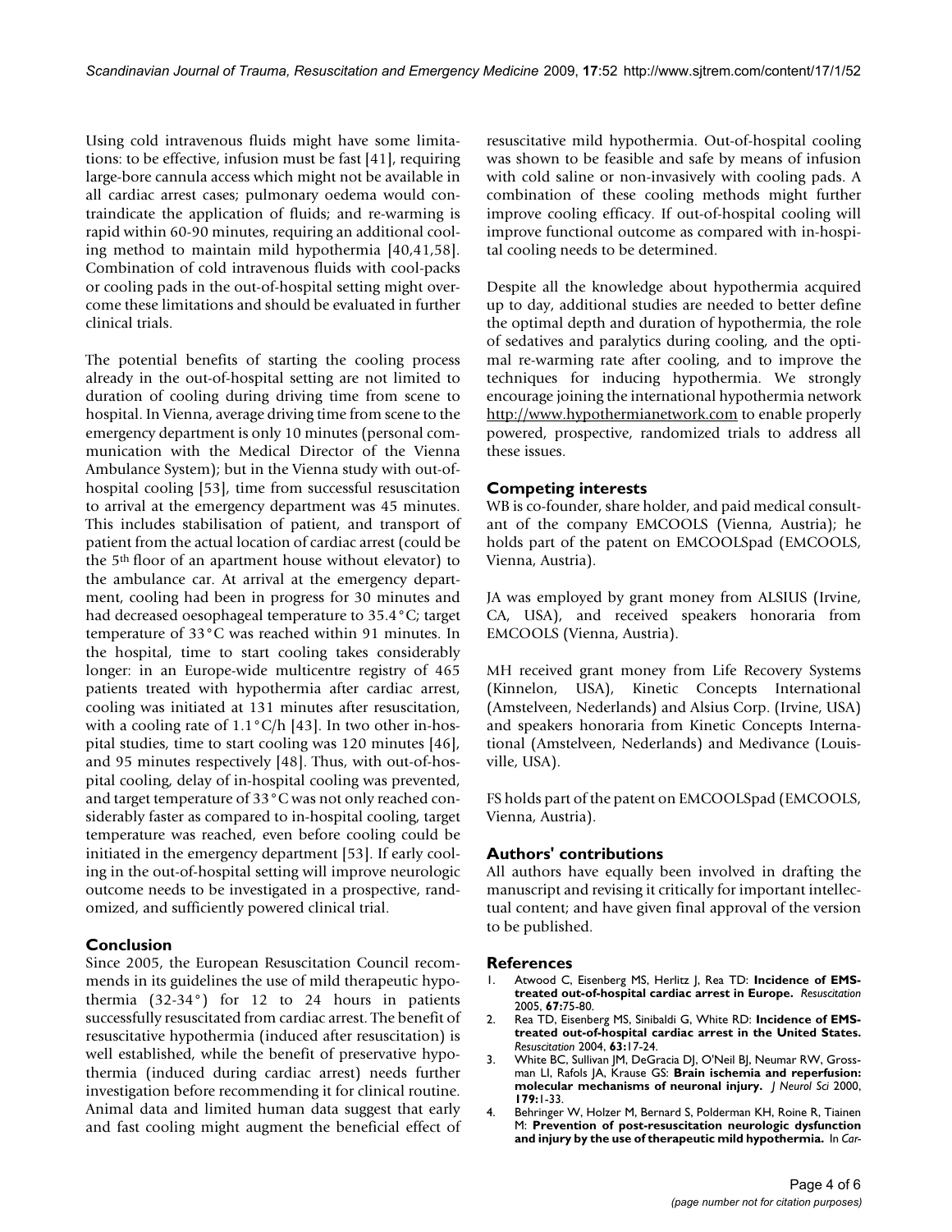Using cold intravenous fluids might have some limitations: to be effective, infusion must be fast [41], requiring large-bore cannula access which might not be available in all cardiac arrest cases; pulmonary oedema would contraindicate the application of fluids; and re-warming is rapid within 60-90 minutes, requiring an additional cooling method to maintain mild hypothermia [40,41,58]. Combination of cold intravenous fluids with cool-packs or cooling pads in the out-of-hospital setting might overcome these limitations and should be evaluated in further clinical trials.

The potential benefits of starting the cooling process already in the out-of-hospital setting are not limited to duration of cooling during driving time from scene to hospital. In Vienna, average driving time from scene to the emergency department is only 10 minutes (personal communication with the Medical Director of the Vienna Ambulance System); but in the Vienna study with out-of-hospital cooling [53], time from successful resuscitation to arrival at the emergency department was 45 minutes. This includes stabilisation of patient, and transport of patient from the actual location of cardiac arrest (could be the 5th floor of an apartment house without elevator) to the ambulance car. At arrival at the emergency department, cooling had been in progress for 30 minutes and had decreased oesophageal temperature to 35.4°C; target temperature of 33°C was reached within 91 minutes. In the hospital, time to start cooling takes considerably longer: in an Europe-wide multicentre registry of 465 patients treated with hypothermia after cardiac arrest, cooling was initiated at 131 minutes after resuscitation, with a cooling rate of 1.1°C/h [43]. In two other in-hospital studies, time to start cooling was 120 minutes [46], and 95 minutes respectively [48]. Thus, with out-of-hospital cooling, delay of in-hospital cooling was prevented, and target temperature of 33°C was not only reached considerably faster as compared to in-hospital cooling, target temperature was reached, even before cooling could be initiated in the emergency department [53]. If early cooling in the out-of-hospital setting will improve neurologic outcome needs to be investigated in a prospective, randomized, and sufficiently powered clinical trial.

## Conclusion

Since 2005, the European Resuscitation Council recommends in its guidelines the use of mild therapeutic hypothermia (32-34°) for 12 to 24 hours in patients successfully resuscitated from cardiac arrest. The benefit of resuscitative hypothermia (induced after resuscitation) is well established, while the benefit of preservative hypothermia (induced during cardiac arrest) needs further investigation before recommending it for clinical routine. Animal data and limited human data suggest that early and fast cooling might augment the beneficial effect of resuscitative mild hypothermia. Out-of-hospital cooling was shown to be feasible and safe by means of infusion with cold saline or non-invasively with cooling pads. A combination of these cooling methods might further improve cooling efficacy. If out-of-hospital cooling will improve functional outcome as compared with in-hospital cooling needs to be determined.

Despite all the knowledge about hypothermia acquired up to day, additional studies are needed to better define the optimal depth and duration of hypothermia, the role of sedatives and paralytics during cooling, and the optimal re-warming rate after cooling, and to improve the techniques for inducing hypothermia. We strongly encourage joining the international hypothermia network http://www.hypothermianetwork.com to enable properly powered, prospective, randomized trials to address all these issues.

## Competing interests

WB is co-founder, share holder, and paid medical consultant of the company EMCOOLS (Vienna, Austria); he holds part of the patent on EMCOOLSpad (EMCOOLS, Vienna, Austria).

JA was employed by grant money from ALSIUS (Irvine, CA, USA), and received speakers honoraria from EMCOOLS (Vienna, Austria).

MH received grant money from Life Recovery Systems (Kinnelon, USA), Kinetic Concepts International (Amstelveen, Nederlands) and Alsius Corp. (Irvine, USA) and speakers honoraria from Kinetic Concepts International (Amstelveen, Nederlands) and Medivance (Louisville, USA).

FS holds part of the patent on EMCOOLSpad (EMCOOLS, Vienna, Austria).

## Authors' contributions

All authors have equally been involved in drafting the manuscript and revising it critically for important intellectual content; and have given final approval of the version to be published.

## References

1. Atwood C, Eisenberg MS, Herlitz J, Rea TD: **Incidence of EMS-treated out-of-hospital cardiac arrest in Europe.** *Resuscitation* 2005, **67:**75-80.
2. Rea TD, Eisenberg MS, Sinibaldi G, White RD: **Incidence of EMS-treated out-of-hospital cardiac arrest in the United States.** *Resuscitation* 2004, **63:**17-24.
3. White BC, Sullivan JM, DeGracia DJ, O'Neil BJ, Neumar RW, Grossman LI, Rafols JA, Krause GS: **Brain ischemia and reperfusion: molecular mechanisms of neuronal injury.** *J Neurol Sci* 2000, **179:**1-33.
4. Behringer W, Holzer M, Bernard S, Polderman KH, Roine R, Tiainen M: **Prevention of post-resuscitation neurologic dysfunction and injury by the use of therapeutic mild hypothermia.** In *Car-*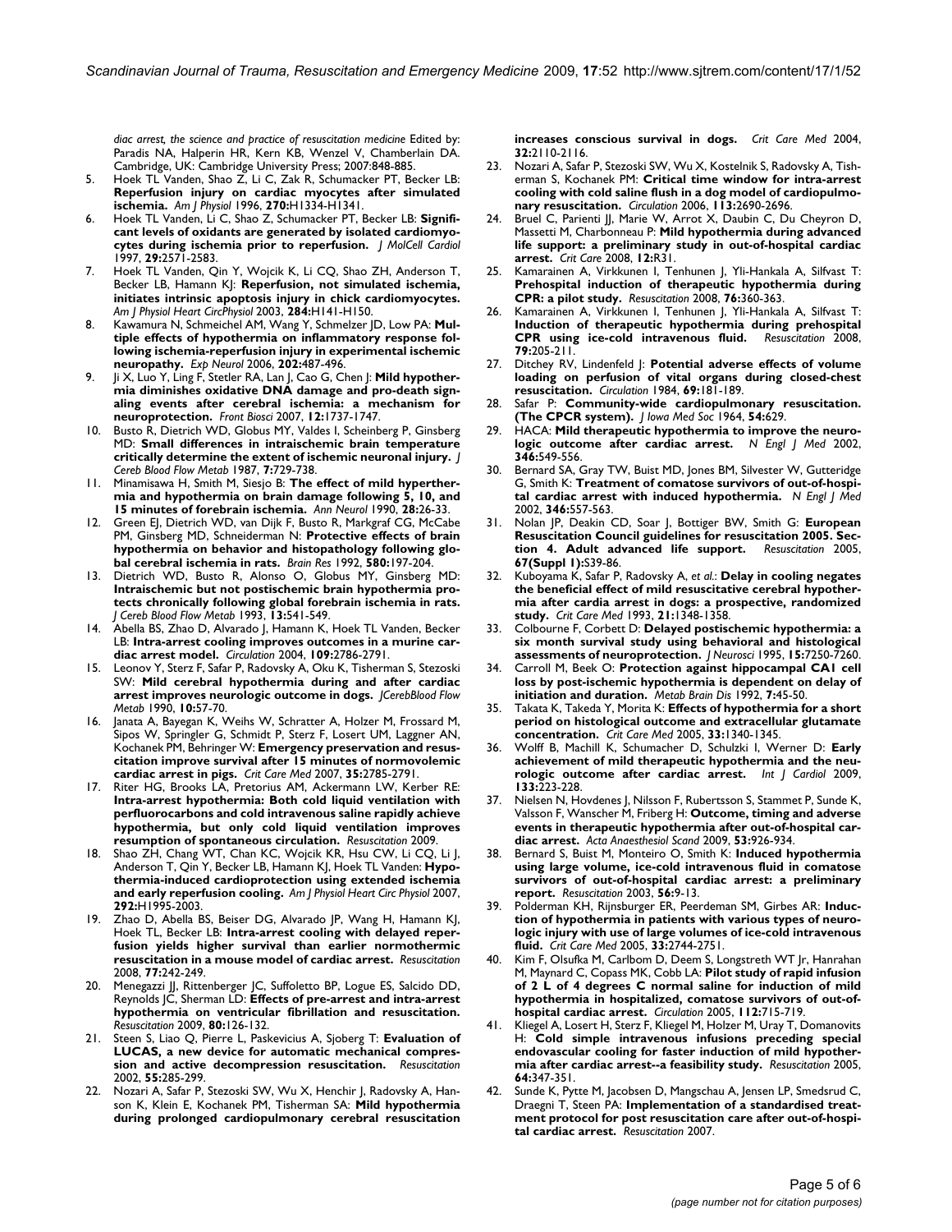*diac arrest, the science and practice of resuscitation medicine* Edited by: Paradis NA, Halperin HR, Kern KB, Wenzel V, Chamberlain DA. Cambridge, UK: Cambridge University Press; 2007:848-885.

5. Hoek TL Vanden, Shao Z, Li C, Zak R, Schumacker PT, Becker LB: **Reperfusion injury on cardiac myocytes after simulated ischemia.** *Am J Physiol* 1996, **270:**H1334-H1341.
6. Hoek TL Vanden, Li C, Shao Z, Schumacker PT, Becker LB: **Significant levels of oxidants are generated by isolated cardiomyocytes during ischemia prior to reperfusion.** *J MolCell Cardiol* 1997, **29:**2571-2583.
7. Hoek TL Vanden, Qin Y, Wojcik K, Li CQ, Shao ZH, Anderson T, Becker LB, Hamann KJ: **Reperfusion, not simulated ischemia, initiates intrinsic apoptosis injury in chick cardiomyocytes.** *Am J Physiol Heart CircPhysiol* 2003, **284:**H141-H150.
8. Kawamura N, Schmeichel AM, Wang Y, Schmelzer JD, Low PA: **Multiple effects of hypothermia on inflammatory response following ischemia-reperfusion injury in experimental ischemic neuropathy.** *Exp Neurol* 2006, **202:**487-496.
9. Ji X, Luo Y, Ling F, Stetler RA, Lan J, Cao G, Chen J: **Mild hypothermia diminishes oxidative DNA damage and pro-death signaling events after cerebral ischemia: a mechanism for neuroprotection.** *Front Biosci* 2007, **12:**1737-1747.
10. Busto R, Dietrich WD, Globus MY, Valdes I, Scheinberg P, Ginsberg MD: **Small differences in intraischemic brain temperature critically determine the extent of ischemic neuronal injury.** *J Cereb Blood Flow Metab* 1987, **7:**729-738.
11. Minamisawa H, Smith M, Siesjo B: **The effect of mild hyperthermia and hypothermia on brain damage following 5, 10, and 15 minutes of forebrain ischemia.** *Ann Neurol* 1990, **28:**26-33.
12. Green EJ, Dietrich WD, van Dijk F, Busto R, Markgraf CG, McCabe PM, Ginsberg MD, Schneiderman N: **Protective effects of brain hypothermia on behavior and histopathology following global cerebral ischemia in rats.** *Brain Res* 1992, **580:**197-204.
13. Dietrich WD, Busto R, Alonso O, Globus MY, Ginsberg MD: **Intraischemic but not postischemic brain hypothermia protects chronically following global forebrain ischemia in rats.** *J Cereb Blood Flow Metab* 1993, **13:**541-549.
14. Abella BS, Zhao D, Alvarado J, Hamann K, Hoek TL Vanden, Becker LB: **Intra-arrest cooling improves outcomes in a murine cardiac arrest model.** *Circulation* 2004, **109:**2786-2791.
15. Leonov Y, Sterz F, Safar P, Radovsky A, Oku K, Tisherman S, Stezoski SW: **Mild cerebral hypothermia during and after cardiac arrest improves neurologic outcome in dogs.** *JCerebBlood Flow Metab* 1990, **10:**57-70.
16. Janata A, Bayegan K, Weihs W, Schratter A, Holzer M, Frossard M, Sipos W, Springler G, Schmidt P, Sterz F, Losert UM, Laggner AN, Kochanek PM, Behringer W: **Emergency preservation and resuscitation improve survival after 15 minutes of normovolemic cardiac arrest in pigs.** *Crit Care Med* 2007, **35:**2785-2791.
17. Riter HG, Brooks LA, Pretorius AM, Ackermann LW, Kerber RE: **Intra-arrest hypothermia: Both cold liquid ventilation with perfluorocarbons and cold intravenous saline rapidly achieve hypothermia, but only cold liquid ventilation improves resumption of spontaneous circulation.** *Resuscitation* 2009.
18. Shao ZH, Chang WT, Chan KC, Wojcik KR, Hsu CW, Li CQ, Li J, Anderson T, Qin Y, Becker LB, Hamann KJ, Hoek TL Vanden: **Hypothermia-induced cardioprotection using extended ischemia and early reperfusion cooling.** *Am J Physiol Heart Circ Physiol* 2007, **292:**H1995-2003.
19. Zhao D, Abella BS, Beiser DG, Alvarado JP, Wang H, Hamann KJ, Hoek TL, Becker LB: **Intra-arrest cooling with delayed reperfusion yields higher survival than earlier normothermic resuscitation in a mouse model of cardiac arrest.** *Resuscitation* 2008, **77:**242-249.
20. Menegazzi JJ, Rittenberger JC, Suffoletto BP, Logue ES, Salcido DD, Reynolds JC, Sherman LD: **Effects of pre-arrest and intra-arrest hypothermia on ventricular fibrillation and resuscitation.** *Resuscitation* 2009, **80:**126-132.
21. Steen S, Liao Q, Pierre L, Paskevicius A, Sjoberg T: **Evaluation of LUCAS, a new device for automatic mechanical compression and active decompression resuscitation.** *Resuscitation* 2002, **55:**285-299.
22. Nozari A, Safar P, Stezoski SW, Wu X, Henchir J, Radovsky A, Hanson K, Klein E, Kochanek PM, Tisherman SA: **Mild hypothermia during prolonged cardiopulmonary cerebral resuscitation increases conscious survival in dogs.** *Crit Care Med* 2004, **32:**2110-2116.
23. Nozari A, Safar P, Stezoski SW, Wu X, Kostelnik S, Radovsky A, Tisherman S, Kochanek PM: **Critical time window for intra-arrest cooling with cold saline flush in a dog model of cardiopulmonary resuscitation.** *Circulation* 2006, **113:**2690-2696.
24. Bruel C, Parienti JJ, Marie W, Arrot X, Daubin C, Du Cheyron D, Massetti M, Charbonneau P: **Mild hypothermia during advanced life support: a preliminary study in out-of-hospital cardiac arrest.** *Crit Care* 2008, **12:**R31.
25. Kamarainen A, Virkkunen I, Tenhunen J, Yli-Hankala A, Silfvast T: **Prehospital induction of therapeutic hypothermia during CPR: a pilot study.** *Resuscitation* 2008, **76:**360-363.
26. Kamarainen A, Virkkunen I, Tenhunen J, Yli-Hankala A, Silfvast T: **Induction of therapeutic hypothermia during prehospital CPR using ice-cold intravenous fluid.** *Resuscitation* 2008, **79:**205-211.
27. Ditchey RV, Lindenfeld J: **Potential adverse effects of volume loading on perfusion of vital organs during closed-chest resuscitation.** *Circulation* 1984, **69:**181-189.
28. Safar P: **Community-wide cardiopulmonary resuscitation. (The CPCR system).** *J Iowa Med Soc* 1964, **54:**629.
29. HACA: **Mild therapeutic hypothermia to improve the neurologic outcome after cardiac arrest.** *N Engl J Med* 2002, **346:**549-556.
30. Bernard SA, Gray TW, Buist MD, Jones BM, Silvester W, Gutteridge G, Smith K: **Treatment of comatose survivors of out-of-hospital cardiac arrest with induced hypothermia.** *N Engl J Med* 2002, **346:**557-563.
31. Nolan JP, Deakin CD, Soar J, Bottiger BW, Smith G: **European Resuscitation Council guidelines for resuscitation 2005. Section 4. Adult advanced life support.** *Resuscitation* 2005, **67(Suppl 1):**S39-86.
32. Kuboyama K, Safar P, Radovsky A, *et al.*: **Delay in cooling negates the beneficial effect of mild resuscitative cerebral hypothermia after cardia arrest in dogs: a prospective, randomized study.** *Crit Care Med* 1993, **21:**1348-1358.
33. Colbourne F, Corbett D: **Delayed postischemic hypothermia: a six month survival study using behavioral and histological assessments of neuroprotection.** *J Neurosci* 1995, **15:**7250-7260.
34. Carroll M, Beek O: **Protection against hippocampal CA1 cell loss by post-ischemic hypothermia is dependent on delay of initiation and duration.** *Metab Brain Dis* 1992, **7:**45-50.
35. Takata K, Takeda Y, Morita K: **Effects of hypothermia for a short period on histological outcome and extracellular glutamate concentration.** *Crit Care Med* 2005, **33:**1340-1345.
36. Wolff B, Machill K, Schumacher D, Schulzki I, Werner D: **Early achievement of mild therapeutic hypothermia and the neurologic outcome after cardiac arrest.** *Int J Cardiol* 2009, **133:**223-228.
37. Nielsen N, Hovdenes J, Nilsson F, Rubertsson S, Stammet P, Sunde K, Valsson F, Wanscher M, Friberg H: **Outcome, timing and adverse events in therapeutic hypothermia after out-of-hospital cardiac arrest.** *Acta Anaesthesiol Scand* 2009, **53:**926-934.
38. Bernard S, Buist M, Monteiro O, Smith K: **Induced hypothermia using large volume, ice-cold intravenous fluid in comatose survivors of out-of-hospital cardiac arrest: a preliminary report.** *Resuscitation* 2003, **56:**9-13.
39. Polderman KH, Rijnsburger ER, Peerdeman SM, Girbes AR: **Induction of hypothermia in patients with various types of neurologic injury with use of large volumes of ice-cold intravenous fluid.** *Crit Care Med* 2005, **33:**2744-2751.
40. Kim F, Olsufka M, Carlbom D, Deem S, Longstreth WT Jr, Hanrahan M, Maynard C, Copass MK, Cobb LA: **Pilot study of rapid infusion of 2 L of 4 degrees C normal saline for induction of mild hypothermia in hospitalized, comatose survivors of out-of-hospital cardiac arrest.** *Circulation* 2005, **112:**715-719.
41. Kliegel A, Losert H, Sterz F, Kliegel M, Holzer M, Uray T, Domanovits H: **Cold simple intravenous infusions preceding special endovascular cooling for faster induction of mild hypothermia after cardiac arrest--a feasibility study.** *Resuscitation* 2005, **64:**347-351.
42. Sunde K, Pytte M, Jacobsen D, Mangschau A, Jensen LP, Smedsrud C, Draegni T, Steen PA: **Implementation of a standardised treatment protocol for post resuscitation care after out-of-hospital cardiac arrest.** *Resuscitation* 2007.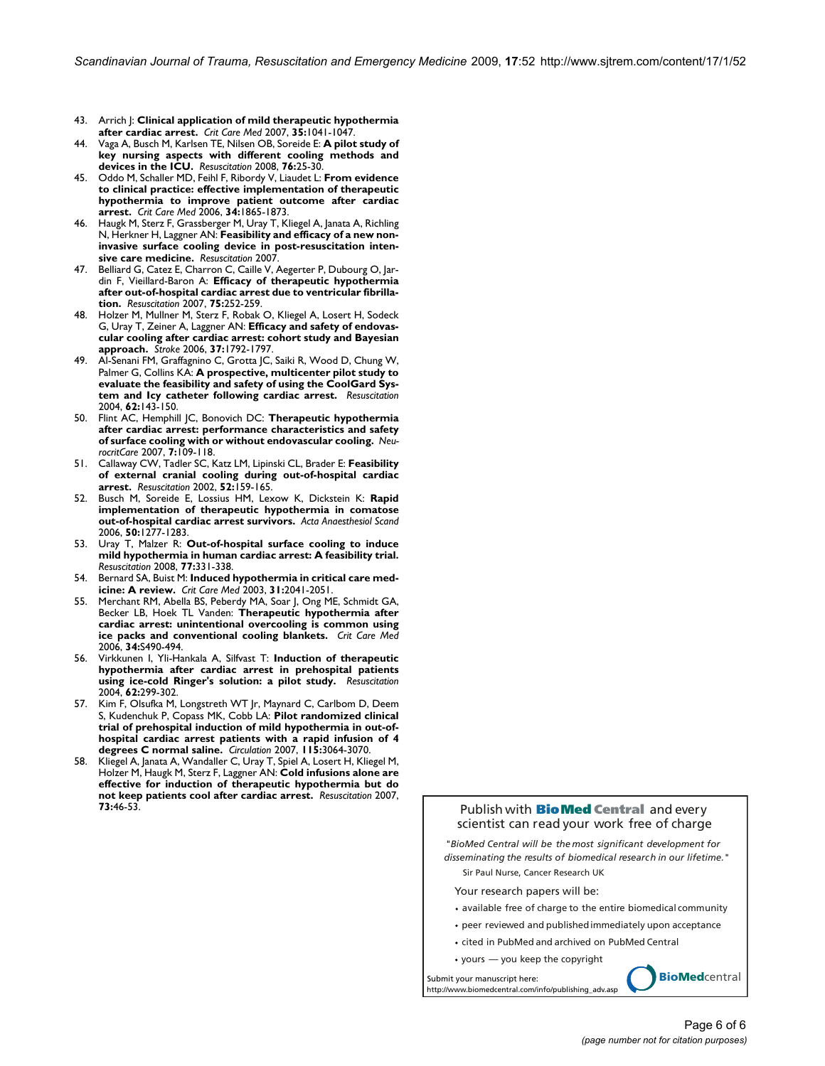43. Arrich J: **Clinical application of mild therapeutic hypothermia after cardiac arrest.** *Crit Care Med* 2007, **35:**1041-1047.
44. Vaga A, Busch M, Karlsen TE, Nilsen OB, Soreide E: **A pilot study of key nursing aspects with different cooling methods and devices in the ICU.** *Resuscitation* 2008, **76:**25-30.
45. Oddo M, Schaller MD, Feihl F, Ribordy V, Liaudet L: **From evidence to clinical practice: effective implementation of therapeutic hypothermia to improve patient outcome after cardiac arrest.** *Crit Care Med* 2006, **34:**1865-1873.
46. Haugk M, Sterz F, Grassberger M, Uray T, Kliegel A, Janata A, Richling N, Herkner H, Laggner AN: **Feasibility and efficacy of a new non-invasive surface cooling device in post-resuscitation intensive care medicine.** *Resuscitation* 2007.
47. Belliard G, Catez E, Charron C, Caille V, Aegerter P, Dubourg O, Jardin F, Vieillard-Baron A: **Efficacy of therapeutic hypothermia after out-of-hospital cardiac arrest due to ventricular fibrillation.** *Resuscitation* 2007, **75:**252-259.
48. Holzer M, Mullner M, Sterz F, Robak O, Kliegel A, Losert H, Sodeck G, Uray T, Zeiner A, Laggner AN: **Efficacy and safety of endovascular cooling after cardiac arrest: cohort study and Bayesian approach.** *Stroke* 2006, **37:**1792-1797.
49. Al-Senani FM, Graffagnino C, Grotta JC, Saiki R, Wood D, Chung W, Palmer G, Collins KA: **A prospective, multicenter pilot study to evaluate the feasibility and safety of using the CoolGard System and Icy catheter following cardiac arrest.** *Resuscitation* 2004, **62:**143-150.
50. Flint AC, Hemphill JC, Bonovich DC: **Therapeutic hypothermia after cardiac arrest: performance characteristics and safety of surface cooling with or without endovascular cooling.** *NeurocritCare* 2007, **7:**109-118.
51. Callaway CW, Tadler SC, Katz LM, Lipinski CL, Brader E: **Feasibility of external cranial cooling during out-of-hospital cardiac arrest.** *Resuscitation* 2002, **52:**159-165.
52. Busch M, Soreide E, Lossius HM, Lexow K, Dickstein K: **Rapid implementation of therapeutic hypothermia in comatose out-of-hospital cardiac arrest survivors.** *Acta Anaesthesiol Scand* 2006, **50:**1277-1283.
53. Uray T, Malzer R: **Out-of-hospital surface cooling to induce mild hypothermia in human cardiac arrest: A feasibility trial.** *Resuscitation* 2008, **77:**331-338.
54. Bernard SA, Buist M: **Induced hypothermia in critical care medicine: A review.** *Crit Care Med* 2003, **31:**2041-2051.
55. Merchant RM, Abella BS, Peberdy MA, Soar J, Ong ME, Schmidt GA, Becker LB, Hoek TL Vanden: **Therapeutic hypothermia after cardiac arrest: unintentional overcooling is common using ice packs and conventional cooling blankets.** *Crit Care Med* 2006, **34:**S490-494.
56. Virkkunen I, Yli-Hankala A, Silfvast T: **Induction of therapeutic hypothermia after cardiac arrest in prehospital patients using ice-cold Ringer's solution: a pilot study.** *Resuscitation* 2004, **62:**299-302.
57. Kim F, Olsufka M, Longstreth WT Jr, Maynard C, Carlbom D, Deem S, Kudenchuk P, Copass MK, Cobb LA: **Pilot randomized clinical trial of prehospital induction of mild hypothermia in out-of-hospital cardiac arrest patients with a rapid infusion of 4 degrees C normal saline.** *Circulation* 2007, **115:**3064-3070.
58. Kliegel A, Janata A, Wandaller C, Uray T, Spiel A, Losert H, Kliegel M, Holzer M, Haugk M, Sterz F, Laggner AN: **Cold infusions alone are effective for induction of therapeutic hypothermia but do not keep patients cool after cardiac arrest.** *Resuscitation* 2007, **73:**46-53.

Publish with **BioMed Central** and every scientist can read your work free of charge

*"BioMed Central will be the most significant development for disseminating the results of biomedical research in our lifetime."*
Sir Paul Nurse, Cancer Research UK

Your research papers will be:

- available free of charge to the entire biomedical community
- peer reviewed and published immediately upon acceptance
- cited in PubMed and archived on PubMed Central
- yours — you keep the copyright

Submit your manuscript here:
http://www.biomedcentral.com/info/publishing_adv.asp

BioMedcentral